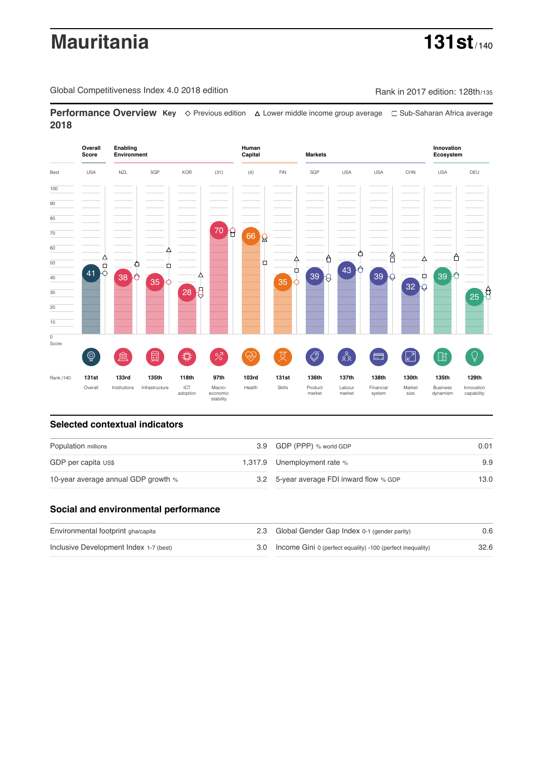# Mauritania

**131st** / 140

Global Competitiveness Index 4.0 2018 edition

Rank in 2017 edition: 128th/135

## Performance Overview 2018

**Key** ◇ Previous edition △ Lower middle income group average □ Sub-Saharan Africa average

| | Overall Score | Enabling Environment | | | | Human Capital | | Markets | | | | Innovation Ecosystem | |
|---|---|---|---|---|---|---|---|---|---|---|---|---|---|
| Best | USA | NZL | SGP | KOR | (31) | (4) | FIN | SGP | USA | USA | CHN | USA | DEU |
| Score | 41 | 38 | 35 | 28 | 70 | 66 | 35 | 39 | 43 | 39 | 32 | 39 | 25 |
| Rank /140 | 131st | 133rd | 135th | 118th | 97th | 103rd | 131st | 136th | 137th | 138th | 130th | 135th | 129th |
| | Overall | Institutions | Infrastructure | ICT adoption | Macro-economic stability | Health | Skills | Product market | Labour market | Financial system | Market size | Business dynamism | Innovation capability |

## Selected contextual indicators

| | | | |
|---|---|---|---|
| Population millions | 3.9 | GDP (PPP) % world GDP | 0.01 |
| GDP per capita US$ | 1,317.9 | Unemployment rate % | 9.9 |
| 10-year average annual GDP growth % | 3.2 | 5-year average FDI inward flow % GDP | 13.0 |

## Social and environmental performance

| | | | |
|---|---|---|---|
| Environmental footprint gha/capita | 2.3 | Global Gender Gap Index 0-1 (gender parity) | 0.6 |
| Inclusive Development Index 1-7 (best) | 3.0 | Income Gini 0 (perfect equality) -100 (perfect inequality) | 32.6 |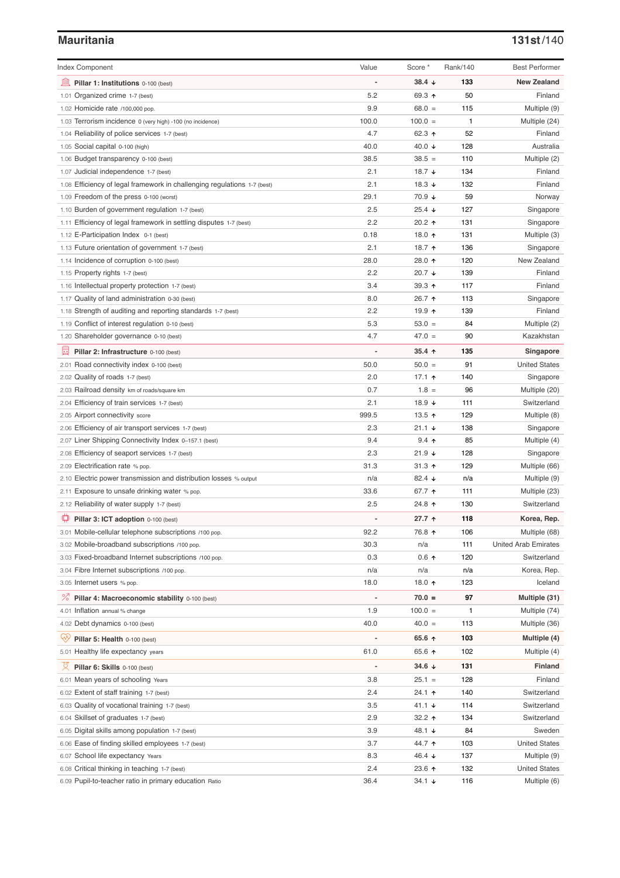## Mauritania

**131st/140**

| Index Component | Value | Score * | Rank/140 | Best Performer |
|---|---|---|---|---|
| **Pillar 1: Institutions** 0-100 (best) | - | **38.4 ↓** | **133** | **New Zealand** |
| 1.01 Organized crime 1-7 (best) | 5.2 | 69.3 ↑ | 50 | Finland |
| 1.02 Homicide rate /100,000 pop. | 9.9 | 68.0 = | 115 | Multiple (9) |
| 1.03 Terrorism incidence 0 (very high) -100 (no incidence) | 100.0 | 100.0 = | 1 | Multiple (24) |
| 1.04 Reliability of police services 1-7 (best) | 4.7 | 62.3 ↑ | 52 | Finland |
| 1.05 Social capital 0-100 (high) | 40.0 | 40.0 ↓ | 128 | Australia |
| 1.06 Budget transparency 0-100 (best) | 38.5 | 38.5 = | 110 | Multiple (2) |
| 1.07 Judicial independence 1-7 (best) | 2.1 | 18.7 ↓ | 134 | Finland |
| 1.08 Efficiency of legal framework in challenging regulations 1-7 (best) | 2.1 | 18.3 ↓ | 132 | Finland |
| 1.09 Freedom of the press 0-100 (worst) | 29.1 | 70.9 ↓ | 59 | Norway |
| 1.10 Burden of government regulation 1-7 (best) | 2.5 | 25.4 ↓ | 127 | Singapore |
| 1.11 Efficiency of legal framework in settling disputes 1-7 (best) | 2.2 | 20.2 ↑ | 131 | Singapore |
| 1.12 E-Participation Index 0-1 (best) | 0.18 | 18.0 ↑ | 131 | Multiple (3) |
| 1.13 Future orientation of government 1-7 (best) | 2.1 | 18.7 ↑ | 136 | Singapore |
| 1.14 Incidence of corruption 0-100 (best) | 28.0 | 28.0 ↑ | 120 | New Zealand |
| 1.15 Property rights 1-7 (best) | 2.2 | 20.7 ↓ | 139 | Finland |
| 1.16 Intellectual property protection 1-7 (best) | 3.4 | 39.3 ↑ | 117 | Finland |
| 1.17 Quality of land administration 0-30 (best) | 8.0 | 26.7 ↑ | 113 | Singapore |
| 1.18 Strength of auditing and reporting standards 1-7 (best) | 2.2 | 19.9 ↑ | 139 | Finland |
| 1.19 Conflict of interest regulation 0-10 (best) | 5.3 | 53.0 = | 84 | Multiple (2) |
| 1.20 Shareholder governance 0-10 (best) | 4.7 | 47.0 = | 90 | Kazakhstan |
| **Pillar 2: Infrastructure** 0-100 (best) | - | **35.4 ↑** | **135** | **Singapore** |
| 2.01 Road connectivity index 0-100 (best) | 50.0 | 50.0 = | 91 | United States |
| 2.02 Quality of roads 1-7 (best) | 2.0 | 17.1 ↑ | 140 | Singapore |
| 2.03 Railroad density km of roads/square km | 0.7 | 1.8 = | 96 | Multiple (20) |
| 2.04 Efficiency of train services 1-7 (best) | 2.1 | 18.9 ↓ | 111 | Switzerland |
| 2.05 Airport connectivity score | 999.5 | 13.5 ↑ | 129 | Multiple (8) |
| 2.06 Efficiency of air transport services 1-7 (best) | 2.3 | 21.1 ↓ | 138 | Singapore |
| 2.07 Liner Shipping Connectivity Index 0–157.1 (best) | 9.4 | 9.4 ↑ | 85 | Multiple (4) |
| 2.08 Efficiency of seaport services 1-7 (best) | 2.3 | 21.9 ↓ | 128 | Singapore |
| 2.09 Electrification rate % pop. | 31.3 | 31.3 ↑ | 129 | Multiple (66) |
| 2.10 Electric power transmission and distribution losses % output | n/a | 82.4 ↓ | n/a | Multiple (9) |
| 2.11 Exposure to unsafe drinking water % pop. | 33.6 | 67.7 ↑ | 111 | Multiple (23) |
| 2.12 Reliability of water supply 1-7 (best) | 2.5 | 24.8 ↑ | 130 | Switzerland |
| **Pillar 3: ICT adoption** 0-100 (best) | - | **27.7 ↑** | **118** | **Korea, Rep.** |
| 3.01 Mobile-cellular telephone subscriptions /100 pop. | 92.2 | 76.8 ↑ | 106 | Multiple (68) |
| 3.02 Mobile-broadband subscriptions /100 pop. | 30.3 | n/a | 111 | United Arab Emirates |
| 3.03 Fixed-broadband Internet subscriptions /100 pop. | 0.3 | 0.6 ↑ | 120 | Switzerland |
| 3.04 Fibre Internet subscriptions /100 pop. | n/a | n/a | n/a | Korea, Rep. |
| 3.05 Internet users % pop. | 18.0 | 18.0 ↑ | 123 | Iceland |
| **Pillar 4: Macroeconomic stability** 0-100 (best) | - | **70.0 =** | **97** | **Multiple (31)** |
| 4.01 Inflation annual % change | 1.9 | 100.0 = | 1 | Multiple (74) |
| 4.02 Debt dynamics 0-100 (best) | 40.0 | 40.0 = | 113 | Multiple (36) |
| **Pillar 5: Health** 0-100 (best) | - | **65.6 ↑** | **103** | **Multiple (4)** |
| 5.01 Healthy life expectancy years | 61.0 | 65.6 ↑ | 102 | Multiple (4) |
| **Pillar 6: Skills** 0-100 (best) | - | **34.6 ↓** | **131** | **Finland** |
| 6.01 Mean years of schooling Years | 3.8 | 25.1 = | 128 | Finland |
| 6.02 Extent of staff training 1-7 (best) | 2.4 | 24.1 ↑ | 140 | Switzerland |
| 6.03 Quality of vocational training 1-7 (best) | 3.5 | 41.1 ↓ | 114 | Switzerland |
| 6.04 Skillset of graduates 1-7 (best) | 2.9 | 32.2 ↑ | 134 | Switzerland |
| 6.05 Digital skills among population 1-7 (best) | 3.9 | 48.1 ↓ | 84 | Sweden |
| 6.06 Ease of finding skilled employees 1-7 (best) | 3.7 | 44.7 ↑ | 103 | United States |
| 6.07 School life expectancy Years | 8.3 | 46.4 ↓ | 137 | Multiple (9) |
| 6.08 Critical thinking in teaching 1-7 (best) | 2.4 | 23.6 ↑ | 132 | United States |
| 6.09 Pupil-to-teacher ratio in primary education Ratio | 36.4 | 34.1 ↓ | 116 | Multiple (6) |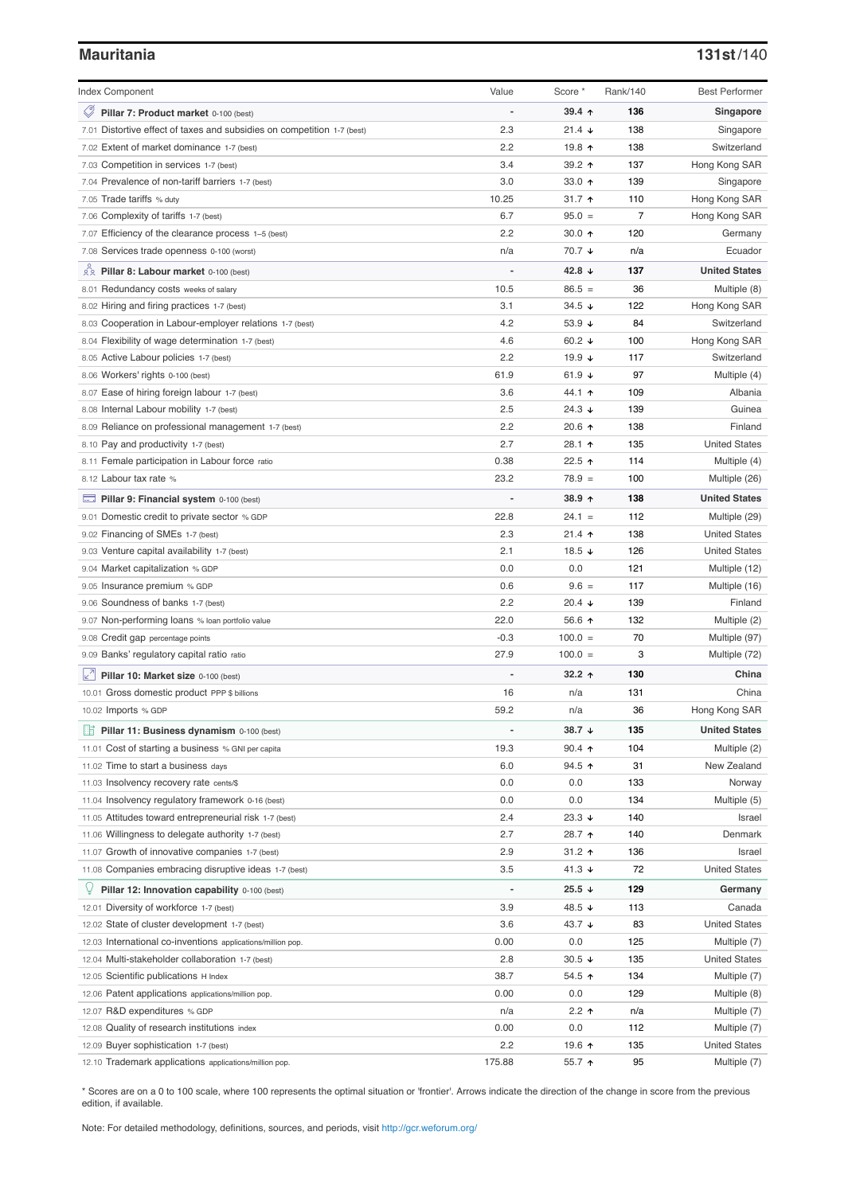## Mauritania

**131st**/140

| Index Component | Value | Score * | Rank/140 | Best Performer |
|---|---|---|---|---|
| **Pillar 7: Product market** 0-100 (best) | - | **39.4 ↑** | **136** | **Singapore** |
| 7.01 Distortive effect of taxes and subsidies on competition 1-7 (best) | 2.3 | 21.4 ↓ | 138 | Singapore |
| 7.02 Extent of market dominance 1-7 (best) | 2.2 | 19.8 ↑ | 138 | Switzerland |
| 7.03 Competition in services 1-7 (best) | 3.4 | 39.2 ↑ | 137 | Hong Kong SAR |
| 7.04 Prevalence of non-tariff barriers 1-7 (best) | 3.0 | 33.0 ↑ | 139 | Singapore |
| 7.05 Trade tariffs % duty | 10.25 | 31.7 ↑ | 110 | Hong Kong SAR |
| 7.06 Complexity of tariffs 1-7 (best) | 6.7 | 95.0 = | 7 | Hong Kong SAR |
| 7.07 Efficiency of the clearance process 1–5 (best) | 2.2 | 30.0 ↑ | 120 | Germany |
| 7.08 Services trade openness 0-100 (worst) | n/a | 70.7 ↓ | n/a | Ecuador |
| **Pillar 8: Labour market** 0-100 (best) | - | **42.8 ↓** | **137** | **United States** |
| 8.01 Redundancy costs weeks of salary | 10.5 | 86.5 = | 36 | Multiple (8) |
| 8.02 Hiring and firing practices 1-7 (best) | 3.1 | 34.5 ↓ | 122 | Hong Kong SAR |
| 8.03 Cooperation in Labour-employer relations 1-7 (best) | 4.2 | 53.9 ↓ | 84 | Switzerland |
| 8.04 Flexibility of wage determination 1-7 (best) | 4.6 | 60.2 ↓ | 100 | Hong Kong SAR |
| 8.05 Active Labour policies 1-7 (best) | 2.2 | 19.9 ↓ | 117 | Switzerland |
| 8.06 Workers' rights 0-100 (best) | 61.9 | 61.9 ↓ | 97 | Multiple (4) |
| 8.07 Ease of hiring foreign labour 1-7 (best) | 3.6 | 44.1 ↑ | 109 | Albania |
| 8.08 Internal Labour mobility 1-7 (best) | 2.5 | 24.3 ↓ | 139 | Guinea |
| 8.09 Reliance on professional management 1-7 (best) | 2.2 | 20.6 ↑ | 138 | Finland |
| 8.10 Pay and productivity 1-7 (best) | 2.7 | 28.1 ↑ | 135 | United States |
| 8.11 Female participation in Labour force ratio | 0.38 | 22.5 ↑ | 114 | Multiple (4) |
| 8.12 Labour tax rate % | 23.2 | 78.9 = | 100 | Multiple (26) |
| **Pillar 9: Financial system** 0-100 (best) | - | **38.9 ↑** | **138** | **United States** |
| 9.01 Domestic credit to private sector % GDP | 22.8 | 24.1 = | 112 | Multiple (29) |
| 9.02 Financing of SMEs 1-7 (best) | 2.3 | 21.4 ↑ | 138 | United States |
| 9.03 Venture capital availability 1-7 (best) | 2.1 | 18.5 ↓ | 126 | United States |
| 9.04 Market capitalization % GDP | 0.0 | 0.0 | 121 | Multiple (12) |
| 9.05 Insurance premium % GDP | 0.6 | 9.6 = | 117 | Multiple (16) |
| 9.06 Soundness of banks 1-7 (best) | 2.2 | 20.4 ↓ | 139 | Finland |
| 9.07 Non-performing loans % loan portfolio value | 22.0 | 56.6 ↑ | 132 | Multiple (2) |
| 9.08 Credit gap percentage points | -0.3 | 100.0 = | 70 | Multiple (97) |
| 9.09 Banks' regulatory capital ratio ratio | 27.9 | 100.0 = | 3 | Multiple (72) |
| **Pillar 10: Market size** 0-100 (best) | - | **32.2 ↑** | **130** | **China** |
| 10.01 Gross domestic product PPP $ billions | 16 | n/a | 131 | China |
| 10.02 Imports % GDP | 59.2 | n/a | 36 | Hong Kong SAR |
| **Pillar 11: Business dynamism** 0-100 (best) | - | **38.7 ↓** | **135** | **United States** |
| 11.01 Cost of starting a business % GNI per capita | 19.3 | 90.4 ↑ | 104 | Multiple (2) |
| 11.02 Time to start a business days | 6.0 | 94.5 ↑ | 31 | New Zealand |
| 11.03 Insolvency recovery rate cents/$ | 0.0 | 0.0 | 133 | Norway |
| 11.04 Insolvency regulatory framework 0-16 (best) | 0.0 | 0.0 | 134 | Multiple (5) |
| 11.05 Attitudes toward entrepreneurial risk 1-7 (best) | 2.4 | 23.3 ↓ | 140 | Israel |
| 11.06 Willingness to delegate authority 1-7 (best) | 2.7 | 28.7 ↑ | 140 | Denmark |
| 11.07 Growth of innovative companies 1-7 (best) | 2.9 | 31.2 ↑ | 136 | Israel |
| 11.08 Companies embracing disruptive ideas 1-7 (best) | 3.5 | 41.3 ↓ | 72 | United States |
| **Pillar 12: Innovation capability** 0-100 (best) | - | **25.5 ↓** | **129** | **Germany** |
| 12.01 Diversity of workforce 1-7 (best) | 3.9 | 48.5 ↓ | 113 | Canada |
| 12.02 State of cluster development 1-7 (best) | 3.6 | 43.7 ↓ | 83 | United States |
| 12.03 International co-inventions applications/million pop. | 0.00 | 0.0 | 125 | Multiple (7) |
| 12.04 Multi-stakeholder collaboration 1-7 (best) | 2.8 | 30.5 ↓ | 135 | United States |
| 12.05 Scientific publications H Index | 38.7 | 54.5 ↑ | 134 | Multiple (7) |
| 12.06 Patent applications applications/million pop. | 0.00 | 0.0 | 129 | Multiple (8) |
| 12.07 R&D expenditures % GDP | n/a | 2.2 ↑ | n/a | Multiple (7) |
| 12.08 Quality of research institutions index | 0.00 | 0.0 | 112 | Multiple (7) |
| 12.09 Buyer sophistication 1-7 (best) | 2.2 | 19.6 ↑ | 135 | United States |
| 12.10 Trademark applications applications/million pop. | 175.88 | 55.7 ↑ | 95 | Multiple (7) |

* Scores are on a 0 to 100 scale, where 100 represents the optimal situation or 'frontier'. Arrows indicate the direction of the change in score from the previous edition, if available.

Note: For detailed methodology, definitions, sources, and periods, visit http://gcr.weforum.org/